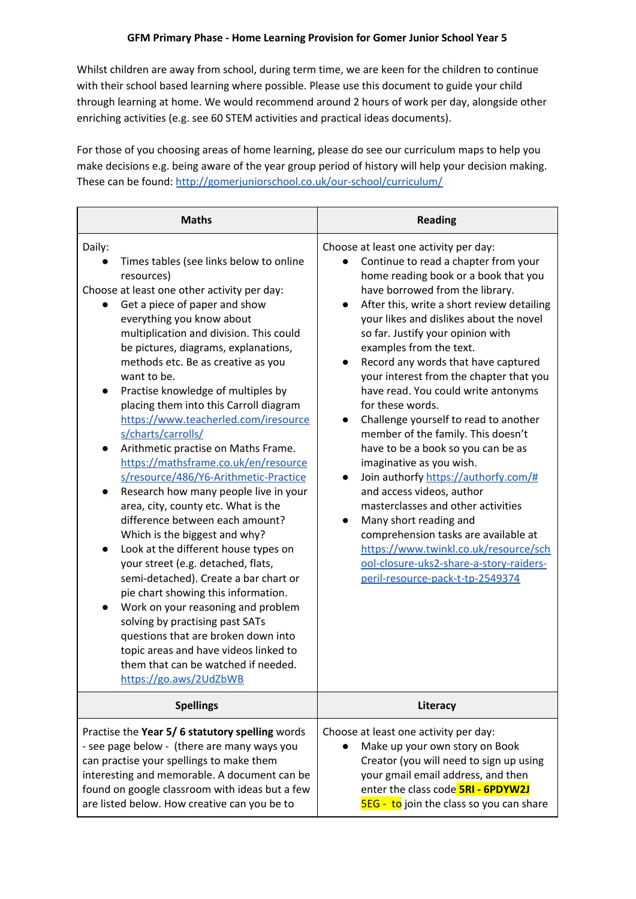**GFM Primary Phase - Home Learning Provision for Gomer Junior School Year 5**

Whilst children are away from school, during term time, we are keen for the children to continue with their school based learning where possible. Please use this document to guide your child through learning at home. We would recommend around 2 hours of work per day, alongside other enriching activities (e.g. see 60 STEM activities and practical ideas documents).

For those of you choosing areas of home learning, please do see our curriculum maps to help you make decisions e.g. being aware of the year group period of history will help your decision making. These can be found: http://gomerjuniorschool.co.uk/our-school/curriculum/

| Maths | Reading |
|---|---|
| Daily:<br>● Times tables (see links below to online resources)<br>Choose at least one other activity per day:<br>● Get a piece of paper and show everything you know about multiplication and division. This could be pictures, diagrams, explanations, methods etc. Be as creative as you want to be.<br>● Practise knowledge of multiples by placing them into this Carroll diagram https://www.teacherled.com/iresources/charts/carrolls/<br>● Arithmetic practise on Maths Frame. https://mathsframe.co.uk/en/resources/resource/486/Y6-Arithmetic-Practice<br>● Research how many people live in your area, city, county etc. What is the difference between each amount? Which is the biggest and why?<br>● Look at the different house types on your street (e.g. detached, flats, semi-detached). Create a bar chart or pie chart showing this information.<br>● Work on your reasoning and problem solving by practising past SATs questions that are broken down into topic areas and have videos linked to them that can be watched if needed. https://go.aws/2UdZbWB | Choose at least one activity per day:<br>● Continue to read a chapter from your home reading book or a book that you have borrowed from the library.<br>● After this, write a short review detailing your likes and dislikes about the novel so far. Justify your opinion with examples from the text.<br>● Record any words that have captured your interest from the chapter that you have read. You could write antonyms for these words.<br>● Challenge yourself to read to another member of the family. This doesn't have to be a book so you can be as imaginative as you wish.<br>● Join authorfy https://authorfy.com/# and access videos, author masterclasses and other activities<br>● Many short reading and comprehension tasks are available at https://www.twinkl.co.uk/resource/school-closure-uks2-share-a-story-raiders-peril-resource-pack-t-tp-2549374 |
| **Spellings** | **Literacy** |
| Practise the **Year 5/ 6 statutory spelling** words - see page below - (there are many ways you can practise your spellings to make them interesting and memorable. A document can be found on google classroom with ideas but a few are listed below. How creative can you be to | Choose at least one activity per day:<br>● Make up your own story on Book Creator (you will need to sign up using your gmail email address, and then enter the class code **5RI - 6PDYW2J** 5EG - to join the class so you can share |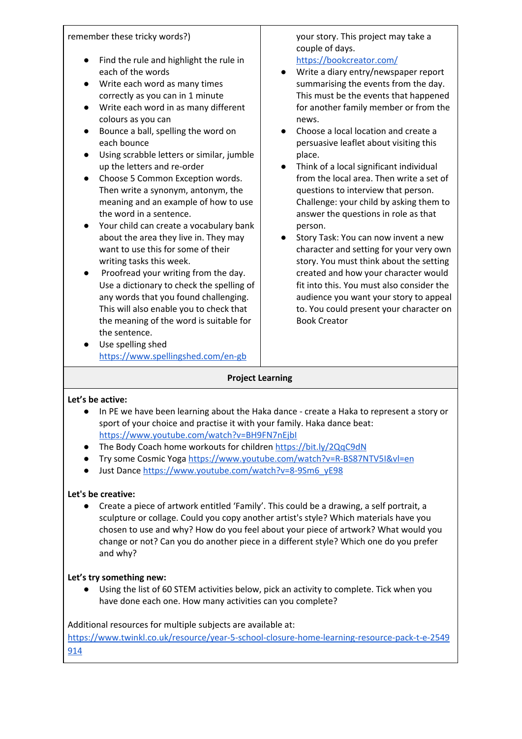| | |
|---|---|
| remember these tricky words?)<br><br>● Find the rule and highlight the rule in each of the words<br>● Write each word as many times correctly as you can in 1 minute<br>● Write each word in as many different colours as you can<br>● Bounce a ball, spelling the word on each bounce<br>● Using scrabble letters or similar, jumble up the letters and re-order<br>● Choose 5 Common Exception words. Then write a synonym, antonym, the meaning and an example of how to use the word in a sentence.<br>● Your child can create a vocabulary bank about the area they live in. They may want to use this for some of their writing tasks this week.<br>● Proofread your writing from the day. Use a dictionary to check the spelling of any words that you found challenging. This will also enable you to check that the meaning of the word is suitable for the sentence.<br>● Use spelling shed https://www.spellingshed.com/en-gb | your story. This project may take a couple of days. https://bookcreator.com/<br>● Write a diary entry/newspaper report summarising the events from the day. This must be the events that happened for another family member or from the news.<br>● Choose a local location and create a persuasive leaflet about visiting this place.<br>● Think of a local significant individual from the local area. Then write a set of questions to interview that person. Challenge: your child by asking them to answer the questions in role as that person.<br>● Story Task: You can now invent a new character and setting for your very own story. You must think about the setting created and how your character would fit into this. You must also consider the audience you want your story to appeal to. You could present your character on Book Creator |

**Project Learning**

**Let's be active:**

- In PE we have been learning about the Haka dance - create a Haka to represent a story or sport of your choice and practise it with your family. Haka dance beat: https://www.youtube.com/watch?v=BH9FN7nEjbI
- The Body Coach home workouts for children https://bit.ly/2QqC9dN
- Try some Cosmic Yoga https://www.youtube.com/watch?v=R-BS87NTV5I&vl=en
- Just Dance https://www.youtube.com/watch?v=8-9Sm6_yE98

**Let's be creative:**

- Create a piece of artwork entitled 'Family'. This could be a drawing, a self portrait, a sculpture or collage. Could you copy another artist's style? Which materials have you chosen to use and why? How do you feel about your piece of artwork? What would you change or not? Can you do another piece in a different style? Which one do you prefer and why?

**Let's try something new:**

- Using the list of 60 STEM activities below, pick an activity to complete. Tick when you have done each one. How many activities can you complete?

Additional resources for multiple subjects are available at:
https://www.twinkl.co.uk/resource/year-5-school-closure-home-learning-resource-pack-t-e-2549914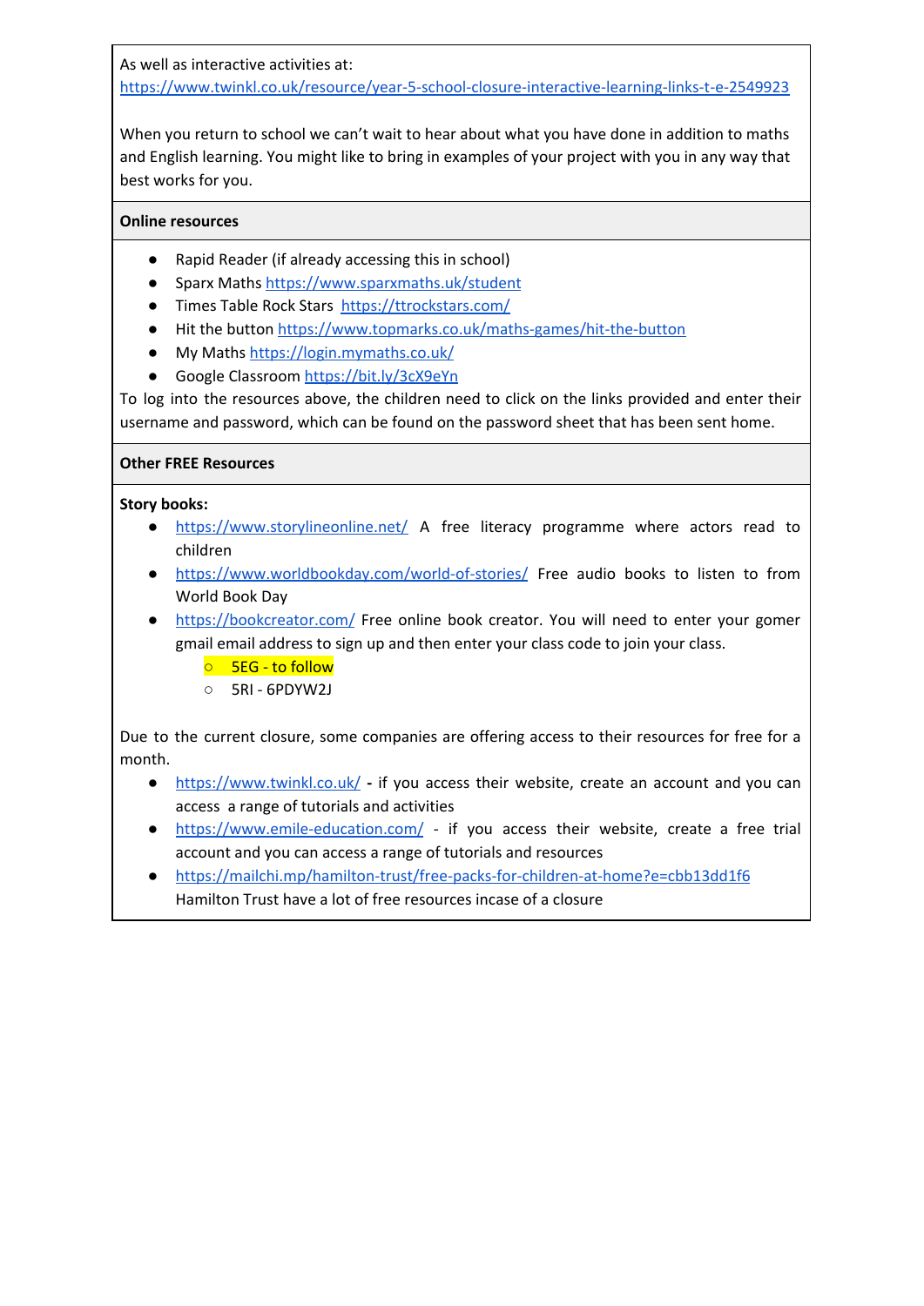As well as interactive activities at:
https://www.twinkl.co.uk/resource/year-5-school-closure-interactive-learning-links-t-e-2549923

When you return to school we can't wait to hear about what you have done in addition to maths and English learning. You might like to bring in examples of your project with you in any way that best works for you.

**Online resources**

- Rapid Reader (if already accessing this in school)
- Sparx Maths https://www.sparxmaths.uk/student
- Times Table Rock Stars https://ttrockstars.com/
- Hit the button https://www.topmarks.co.uk/maths-games/hit-the-button
- My Maths https://login.mymaths.co.uk/
- Google Classroom https://bit.ly/3cX9eYn

To log into the resources above, the children need to click on the links provided and enter their username and password, which can be found on the password sheet that has been sent home.

**Other FREE Resources**

**Story books:**

- https://www.storylineonline.net/ A free literacy programme where actors read to children
- https://www.worldbookday.com/world-of-stories/ Free audio books to listen to from World Book Day
- https://bookcreator.com/ Free online book creator. You will need to enter your gomer gmail email address to sign up and then enter your class code to join your class.
  - 5EG - to follow
  - 5RI - 6PDYW2J

Due to the current closure, some companies are offering access to their resources for free for a month.

- https://www.twinkl.co.uk/ - if you access their website, create an account and you can access a range of tutorials and activities
- https://www.emile-education.com/ - if you access their website, create a free trial account and you can access a range of tutorials and resources
- https://mailchi.mp/hamilton-trust/free-packs-for-children-at-home?e=cbb13dd1f6 Hamilton Trust have a lot of free resources incase of a closure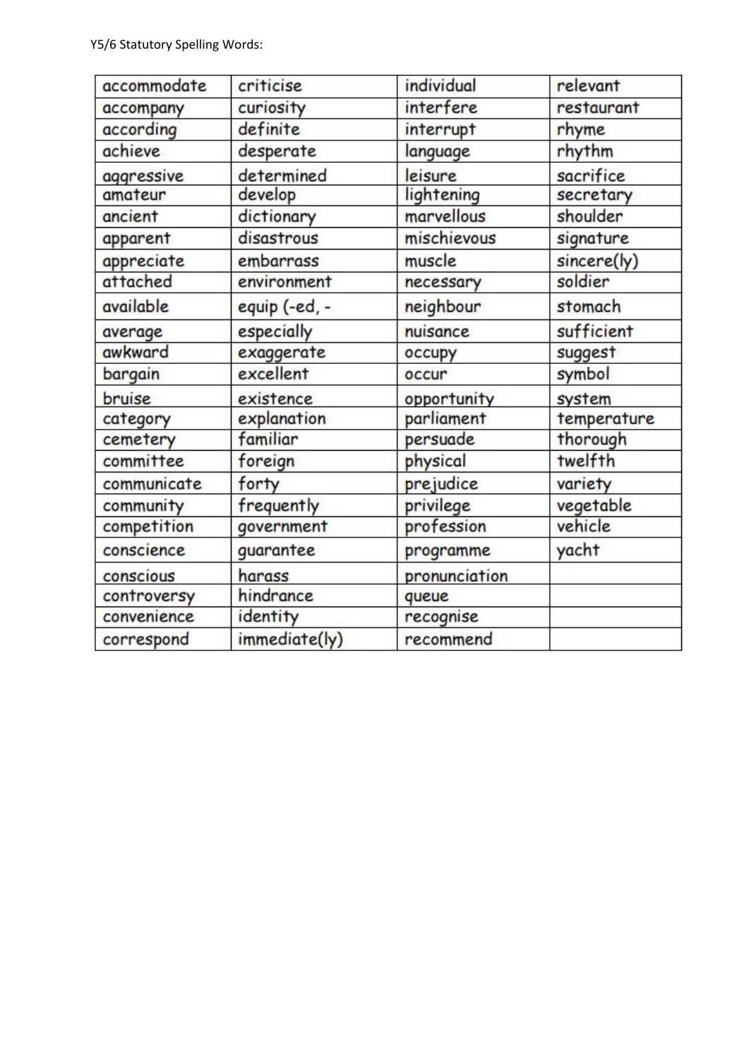Y5/6 Statutory Spelling Words:

| | | | |
|---|---|---|---|
| accommodate | criticise | individual | relevant |
| accompany | curiosity | interfere | restaurant |
| according | definite | interrupt | rhyme |
| achieve | desperate | language | rhythm |
| aggressive | determined | leisure | sacrifice |
| amateur | develop | lightening | secretary |
| ancient | dictionary | marvellous | shoulder |
| apparent | disastrous | mischievous | signature |
| appreciate | embarrass | muscle | sincere(ly) |
| attached | environment | necessary | soldier |
| available | equip (-ed, - | neighbour | stomach |
| average | especially | nuisance | sufficient |
| awkward | exaggerate | occupy | suggest |
| bargain | excellent | occur | symbol |
| bruise | existence | opportunity | system |
| category | explanation | parliament | temperature |
| cemetery | familiar | persuade | thorough |
| committee | foreign | physical | twelfth |
| communicate | forty | prejudice | variety |
| community | frequently | privilege | vegetable |
| competition | government | profession | vehicle |
| conscience | guarantee | programme | yacht |
| conscious | harass | pronunciation | |
| controversy | hindrance | queue | |
| convenience | identity | recognise | |
| correspond | immediate(ly) | recommend | |